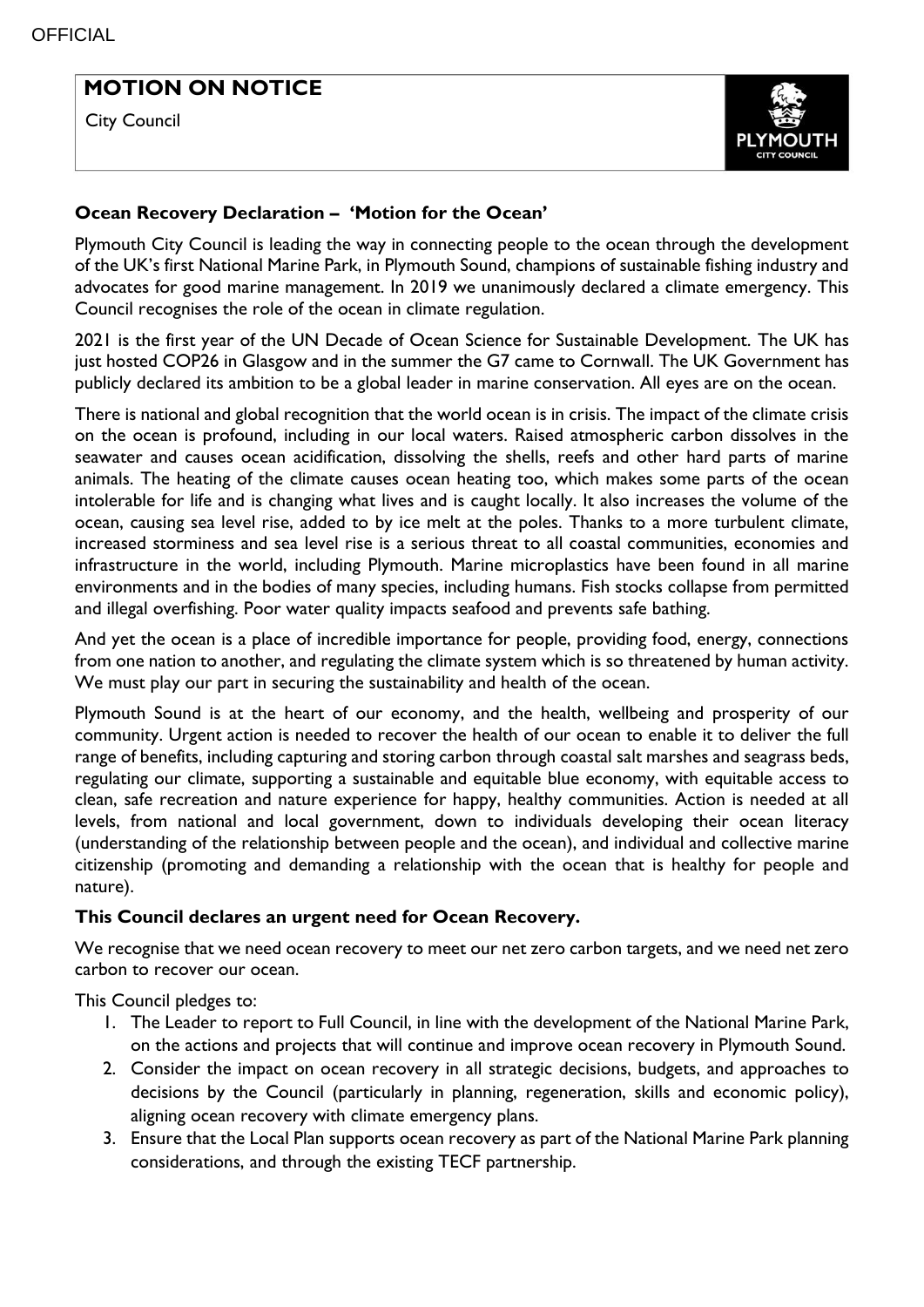OFFICIAL

# MOTION ON NOTICE

City Council

### Ocean Recovery Declaration – 'Motion for the Ocean'

Plymouth City Council is leading the way in connecting people to the ocean through the development of the UK's first National Marine Park, in Plymouth Sound, champions of sustainable fishing industry and advocates for good marine management. In 2019 we unanimously declared a climate emergency. This Council recognises the role of the ocean in climate regulation.

2021 is the first year of the UN Decade of Ocean Science for Sustainable Development. The UK has just hosted COP26 in Glasgow and in the summer the G7 came to Cornwall. The UK Government has publicly declared its ambition to be a global leader in marine conservation. All eyes are on the ocean.

There is national and global recognition that the world ocean is in crisis. The impact of the climate crisis on the ocean is profound, including in our local waters. Raised atmospheric carbon dissolves in the seawater and causes ocean acidification, dissolving the shells, reefs and other hard parts of marine animals. The heating of the climate causes ocean heating too, which makes some parts of the ocean intolerable for life and is changing what lives and is caught locally. It also increases the volume of the ocean, causing sea level rise, added to by ice melt at the poles. Thanks to a more turbulent climate, increased storminess and sea level rise is a serious threat to all coastal communities, economies and infrastructure in the world, including Plymouth. Marine microplastics have been found in all marine environments and in the bodies of many species, including humans. Fish stocks collapse from permitted and illegal overfishing. Poor water quality impacts seafood and prevents safe bathing.

And yet the ocean is a place of incredible importance for people, providing food, energy, connections from one nation to another, and regulating the climate system which is so threatened by human activity. We must play our part in securing the sustainability and health of the ocean.

Plymouth Sound is at the heart of our economy, and the health, wellbeing and prosperity of our community. Urgent action is needed to recover the health of our ocean to enable it to deliver the full range of benefits, including capturing and storing carbon through coastal salt marshes and seagrass beds, regulating our climate, supporting a sustainable and equitable blue economy, with equitable access to clean, safe recreation and nature experience for happy, healthy communities. Action is needed at all levels, from national and local government, down to individuals developing their ocean literacy (understanding of the relationship between people and the ocean), and individual and collective marine citizenship (promoting and demanding a relationship with the ocean that is healthy for people and nature).

**This Council declares an urgent need for Ocean Recovery.**

We recognise that we need ocean recovery to meet our net zero carbon targets, and we need net zero carbon to recover our ocean.

This Council pledges to:

1. The Leader to report to Full Council, in line with the development of the National Marine Park, on the actions and projects that will continue and improve ocean recovery in Plymouth Sound.
2. Consider the impact on ocean recovery in all strategic decisions, budgets, and approaches to decisions by the Council (particularly in planning, regeneration, skills and economic policy), aligning ocean recovery with climate emergency plans.
3. Ensure that the Local Plan supports ocean recovery as part of the National Marine Park planning considerations, and through the existing TECF partnership.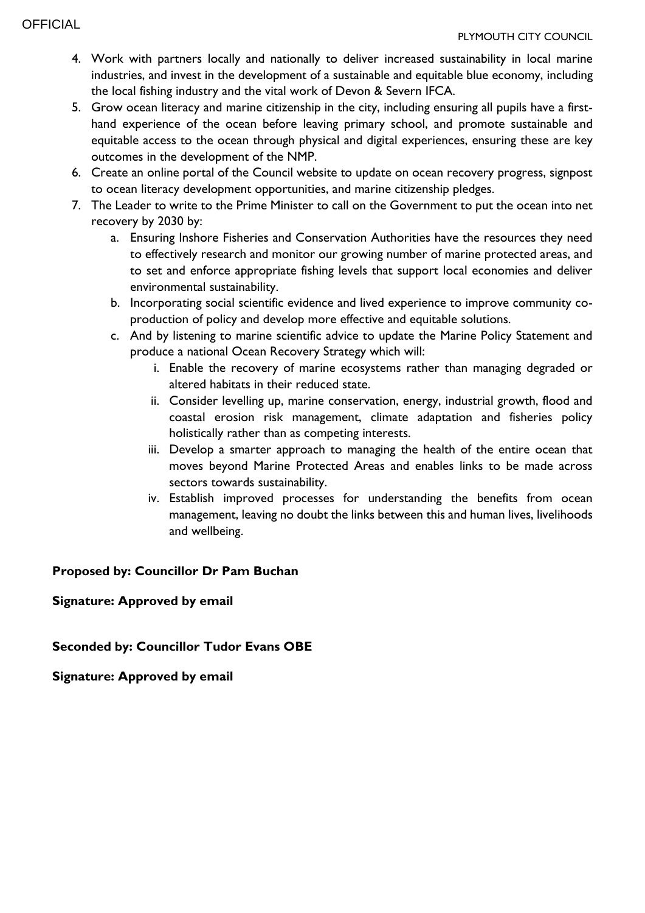4. Work with partners locally and nationally to deliver increased sustainability in local marine industries, and invest in the development of a sustainable and equitable blue economy, including the local fishing industry and the vital work of Devon & Severn IFCA.
5. Grow ocean literacy and marine citizenship in the city, including ensuring all pupils have a first-hand experience of the ocean before leaving primary school, and promote sustainable and equitable access to the ocean through physical and digital experiences, ensuring these are key outcomes in the development of the NMP.
6. Create an online portal of the Council website to update on ocean recovery progress, signpost to ocean literacy development opportunities, and marine citizenship pledges.
7. The Leader to write to the Prime Minister to call on the Government to put the ocean into net recovery by 2030 by:
    a. Ensuring Inshore Fisheries and Conservation Authorities have the resources they need to effectively research and monitor our growing number of marine protected areas, and to set and enforce appropriate fishing levels that support local economies and deliver environmental sustainability.
    b. Incorporating social scientific evidence and lived experience to improve community co-production of policy and develop more effective and equitable solutions.
    c. And by listening to marine scientific advice to update the Marine Policy Statement and produce a national Ocean Recovery Strategy which will:
        i. Enable the recovery of marine ecosystems rather than managing degraded or altered habitats in their reduced state.
        ii. Consider levelling up, marine conservation, energy, industrial growth, flood and coastal erosion risk management, climate adaptation and fisheries policy holistically rather than as competing interests.
        iii. Develop a smarter approach to managing the health of the entire ocean that moves beyond Marine Protected Areas and enables links to be made across sectors towards sustainability.
        iv. Establish improved processes for understanding the benefits from ocean management, leaving no doubt the links between this and human lives, livelihoods and wellbeing.

**Proposed by: Councillor Dr Pam Buchan**

**Signature: Approved by email**

**Seconded by: Councillor Tudor Evans OBE**

**Signature: Approved by email**